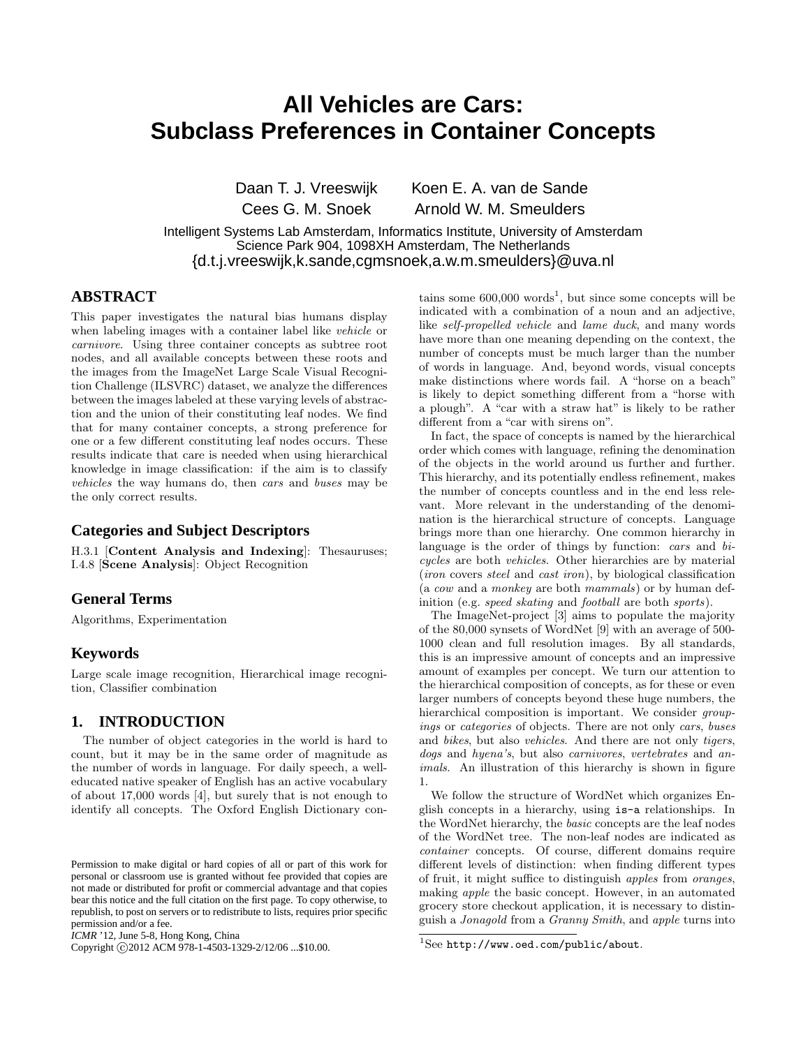# All Vehicles are Cars: Subclass Preferences in Container Concepts

Daan T. J. Vreeswijk Koen E. A. van de Sande
Cees G. M. Snoek Arnold W. M. Smeulders

Intelligent Systems Lab Amsterdam, Informatics Institute, University of Amsterdam
Science Park 904, 1098XH Amsterdam, The Netherlands
{d.t.j.vreeswijk,k.sande,cgmsnoek,a.w.m.smeulders}@uva.nl

## ABSTRACT

This paper investigates the natural bias humans display when labeling images with a container label like *vehicle* or *carnivore*. Using three container concepts as subtree root nodes, and all available concepts between these roots and the images from the ImageNet Large Scale Visual Recognition Challenge (ILSVRC) dataset, we analyze the differences between the images labeled at these varying levels of abstraction and the union of their constituting leaf nodes. We find that for many container concepts, a strong preference for one or a few different constituting leaf nodes occurs. These results indicate that care is needed when using hierarchical knowledge in image classification: if the aim is to classify *vehicles* the way humans do, then *cars* and *buses* may be the only correct results.

## Categories and Subject Descriptors

H.3.1 [**Content Analysis and Indexing**]: Thesauruses; I.4.8 [**Scene Analysis**]: Object Recognition

## General Terms

Algorithms, Experimentation

## Keywords

Large scale image recognition, Hierarchical image recognition, Classifier combination

## 1. INTRODUCTION

The number of object categories in the world is hard to count, but it may be in the same order of magnitude as the number of words in language. For daily speech, a well-educated native speaker of English has an active vocabulary of about 17,000 words [4], but surely that is not enough to identify all concepts. The Oxford English Dictionary contains some 600,000 words[1], but since some concepts will be indicated with a combination of a noun and an adjective, like *self-propelled vehicle* and *lame duck*, and many words have more than one meaning depending on the context, the number of concepts must be much larger than the number of words in language. And, beyond words, visual concepts make distinctions where words fail. A "horse on a beach" is likely to depict something different from a "horse with a plough". A "car with a straw hat" is likely to be rather different from a "car with sirens on".

In fact, the space of concepts is named by the hierarchical order which comes with language, refining the denomination of the objects in the world around us further and further. This hierarchy, and its potentially endless refinement, makes the number of concepts countless and in the end less relevant. More relevant in the understanding of the denomination is the hierarchical structure of concepts. Language brings more than one hierarchy. One common hierarchy in language is the order of things by function: *cars* and *bicycles* are both *vehicles*. Other hierarchies are by material (*iron* covers *steel* and *cast iron*), by biological classification (a *cow* and a *monkey* are both *mammals*) or by human definition (e.g. *speed skating* and *football* are both *sports*).

The ImageNet-project [3] aims to populate the majority of the 80,000 synsets of WordNet [9] with an average of 500-1000 clean and full resolution images. By all standards, this is an impressive amount of concepts and an impressive amount of examples per concept. We turn our attention to the hierarchical composition of concepts, as for these or even larger numbers of concepts beyond these huge numbers, the hierarchical composition is important. We consider *groupings* or *categories* of objects. There are not only *cars*, *buses* and *bikes*, but also *vehicles*. And there are not only *tigers*, *dogs* and *hyena's*, but also *carnivores*, *vertebrates* and *animals*. An illustration of this hierarchy is shown in figure 1.

We follow the structure of WordNet which organizes English concepts in a hierarchy, using `is-a` relationships. In the WordNet hierarchy, the *basic* concepts are the leaf nodes of the WordNet tree. The non-leaf nodes are indicated as *container* concepts. Of course, different domains require different levels of distinction: when finding different types of fruit, it might suffice to distinguish *apples* from *oranges*, making *apple* the basic concept. However, in an automated grocery store checkout application, it is necessary to distinguish a *Jonagold* from a *Granny Smith*, and *apple* turns into

[1] See `http://www.oed.com/public/about`.

Permission to make digital or hard copies of all or part of this work for personal or classroom use is granted without fee provided that copies are not made or distributed for profit or commercial advantage and that copies bear this notice and the full citation on the first page. To copy otherwise, to republish, to post on servers or to redistribute to lists, requires prior specific permission and/or a fee.
*ICMR* '12, June 5-8, Hong Kong, China
Copyright ©2012 ACM 978-1-4503-1329-2/12/06 ...$10.00.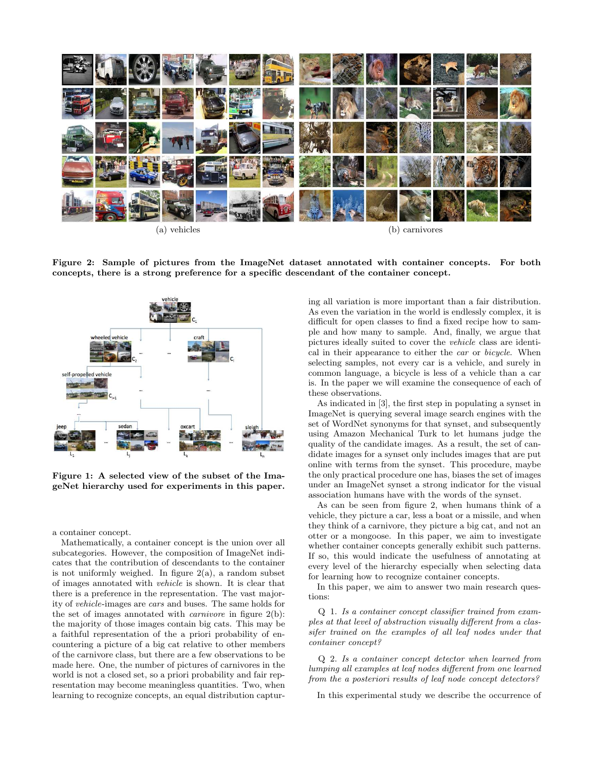(a) vehicles

(b) carnivores

**Figure 2: Sample of pictures from the ImageNet dataset annotated with container concepts. For both concepts, there is a strong preference for a specific descendant of the container concept.**

**Figure 1: A selected view of the subset of the ImageNet hierarchy used for experiments in this paper.**

a container concept.

Mathematically, a container concept is the union over all subcategories. However, the composition of ImageNet indicates that the contribution of descendants to the container is not uniformly weighed. In figure 2(a), a random subset of images annotated with *vehicle* is shown. It is clear that there is a preference in the representation. The vast majority of *vehicle*-images are *cars* and buses. The same holds for the set of images annotated with *carnivore* in figure 2(b): the majority of those images contain big cats. This may be a faithful representation of the a priori probability of encountering a picture of a big cat relative to other members of the carnivore class, but there are a few observations to be made here. One, the number of pictures of carnivores in the world is not a closed set, so a priori probability and fair representation may become meaningless quantities. Two, when learning to recognize concepts, an equal distribution capturing all variation is more important than a fair distribution. As even the variation in the world is endlessly complex, it is difficult for open classes to find a fixed recipe how to sample and how many to sample. And, finally, we argue that pictures ideally suited to cover the *vehicle* class are identical in their appearance to either the *car* or *bicycle*. When selecting samples, not every car is a vehicle, and surely in common language, a bicycle is less of a vehicle than a car is. In the paper we will examine the consequence of each of these observations.

As indicated in [3], the first step in populating a synset in ImageNet is querying several image search engines with the set of WordNet synonyms for that synset, and subsequently using Amazon Mechanical Turk to let humans judge the quality of the candidate images. As a result, the set of candidate images for a synset only includes images that are put online with terms from the synset. This procedure, maybe the only practical procedure one has, biases the set of images under an ImageNet synset a strong indicator for the visual association humans have with the words of the synset.

As can be seen from figure 2, when humans think of a vehicle, they picture a car, less a boat or a missile, and when they think of a carnivore, they picture a big cat, and not an otter or a mongoose. In this paper, we aim to investigate whether container concepts generally exhibit such patterns. If so, this would indicate the usefulness of annotating at every level of the hierarchy especially when selecting data for learning how to recognize container concepts.

In this paper, we aim to answer two main research questions:

Q 1. *Is a container concept classifier trained from examples at that level of abstraction visually different from a classifer trained on the examples of all leaf nodes under that container concept?*

Q 2. *Is a container concept detector when learned from lumping all examples at leaf nodes different from one learned from the a posteriori results of leaf node concept detectors?*

In this experimental study we describe the occurrence of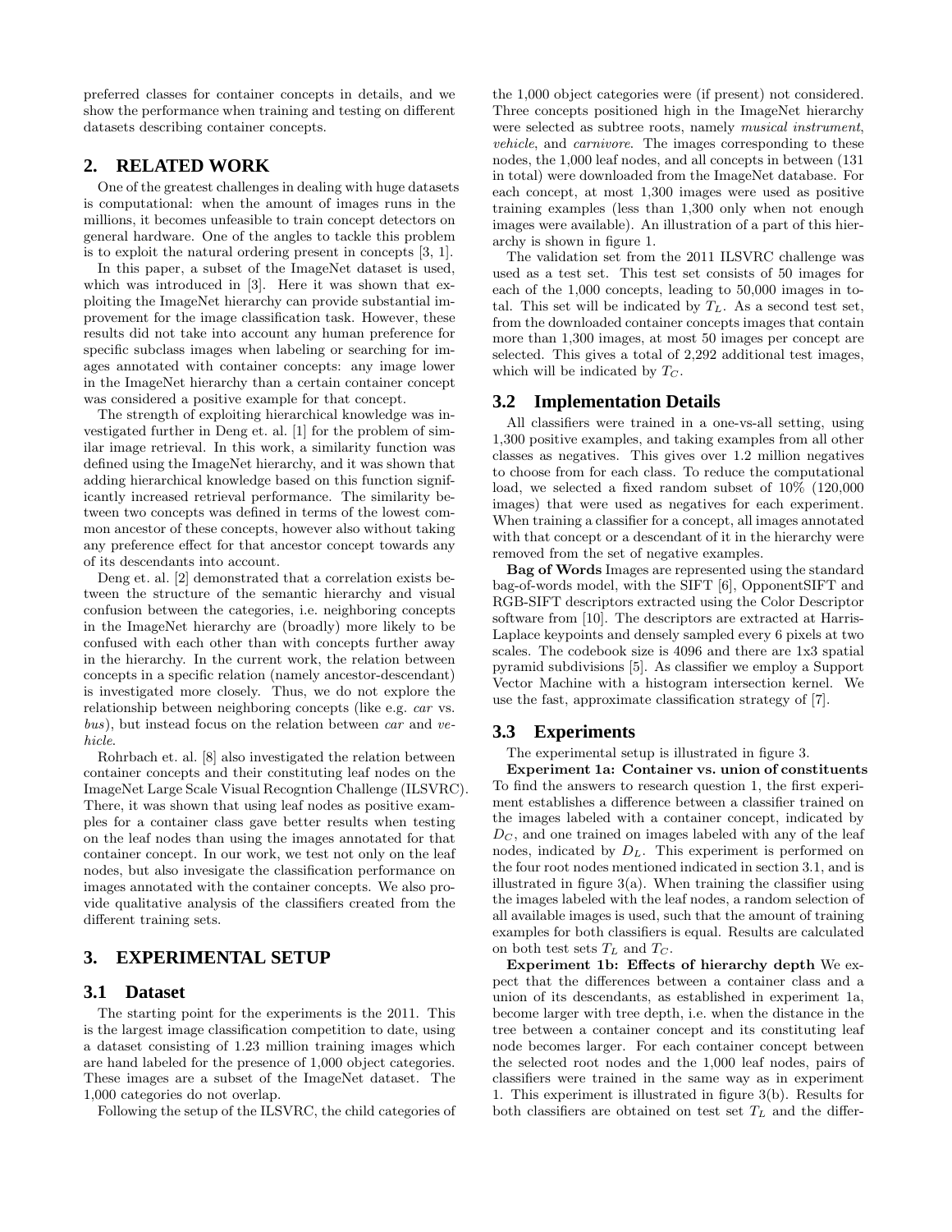preferred classes for container concepts in details, and we show the performance when training and testing on different datasets describing container concepts.

## 2. RELATED WORK

One of the greatest challenges in dealing with huge datasets is computational: when the amount of images runs in the millions, it becomes unfeasible to train concept detectors on general hardware. One of the angles to tackle this problem is to exploit the natural ordering present in concepts [3, 1].

In this paper, a subset of the ImageNet dataset is used, which was introduced in [3]. Here it was shown that exploiting the ImageNet hierarchy can provide substantial improvement for the image classification task. However, these results did not take into account any human preference for specific subclass images when labeling or searching for images annotated with container concepts: any image lower in the ImageNet hierarchy than a certain container concept was considered a positive example for that concept.

The strength of exploiting hierarchical knowledge was investigated further in Deng et. al. [1] for the problem of similar image retrieval. In this work, a similarity function was defined using the ImageNet hierarchy, and it was shown that adding hierarchical knowledge based on this function significantly increased retrieval performance. The similarity between two concepts was defined in terms of the lowest common ancestor of these concepts, however also without taking any preference effect for that ancestor concept towards any of its descendants into account.

Deng et. al. [2] demonstrated that a correlation exists between the structure of the semantic hierarchy and visual confusion between the categories, i.e. neighboring concepts in the ImageNet hierarchy are (broadly) more likely to be confused with each other than with concepts further away in the hierarchy. In the current work, the relation between concepts in a specific relation (namely ancestor-descendant) is investigated more closely. Thus, we do not explore the relationship between neighboring concepts (like e.g. *car* vs. *bus*), but instead focus on the relation between *car* and *vehicle*.

Rohrbach et. al. [8] also investigated the relation between container concepts and their constituting leaf nodes on the ImageNet Large Scale Visual Recogntion Challenge (ILSVRC). There, it was shown that using leaf nodes as positive examples for a container class gave better results when testing on the leaf nodes than using the images annotated for that container concept. In our work, we test not only on the leaf nodes, but also invesigate the classification performance on images annotated with the container concepts. We also provide qualitative analysis of the classifiers created from the different training sets.

## 3. EXPERIMENTAL SETUP

### 3.1 Dataset

The starting point for the experiments is the 2011. This is the largest image classification competition to date, using a dataset consisting of 1.23 million training images which are hand labeled for the presence of 1,000 object categories. These images are a subset of the ImageNet dataset. The 1,000 categories do not overlap.

Following the setup of the ILSVRC, the child categories of the 1,000 object categories were (if present) not considered. Three concepts positioned high in the ImageNet hierarchy were selected as subtree roots, namely *musical instrument*, *vehicle*, and *carnivore*. The images corresponding to these nodes, the 1,000 leaf nodes, and all concepts in between (131 in total) were downloaded from the ImageNet database. For each concept, at most 1,300 images were used as positive training examples (less than 1,300 only when not enough images were available). An illustration of a part of this hierarchy is shown in figure 1.

The validation set from the 2011 ILSVRC challenge was used as a test set. This test set consists of 50 images for each of the 1,000 concepts, leading to 50,000 images in total. This set will be indicated by $T_L$. As a second test set, from the downloaded container concepts images that contain more than 1,300 images, at most 50 images per concept are selected. This gives a total of 2,292 additional test images, which will be indicated by $T_C$.

### 3.2 Implementation Details

All classifiers were trained in a one-vs-all setting, using 1,300 positive examples, and taking examples from all other classes as negatives. This gives over 1.2 million negatives to choose from for each class. To reduce the computational load, we selected a fixed random subset of 10% (120,000 images) that were used as negatives for each experiment. When training a classifier for a concept, all images annotated with that concept or a descendant of it in the hierarchy were removed from the set of negative examples.

**Bag of Words** Images are represented using the standard bag-of-words model, with the SIFT [6], OpponentSIFT and RGB-SIFT descriptors extracted using the Color Descriptor software from [10]. The descriptors are extracted at Harris-Laplace keypoints and densely sampled every 6 pixels at two scales. The codebook size is 4096 and there are 1x3 spatial pyramid subdivisions [5]. As classifier we employ a Support Vector Machine with a histogram intersection kernel. We use the fast, approximate classification strategy of [7].

### 3.3 Experiments

The experimental setup is illustrated in figure 3.

**Experiment 1a: Container vs. union of constituents** To find the answers to research question 1, the first experiment establishes a difference between a classifier trained on the images labeled with a container concept, indicated by $D_C$, and one trained on images labeled with any of the leaf nodes, indicated by $D_L$. This experiment is performed on the four root nodes mentioned indicated in section 3.1, and is illustrated in figure 3(a). When training the classifier using the images labeled with the leaf nodes, a random selection of all available images is used, such that the amount of training examples for both classifiers is equal. Results are calculated on both test sets $T_L$ and $T_C$.

**Experiment 1b: Effects of hierarchy depth** We expect that the differences between a container class and a union of its descendants, as established in experiment 1a, become larger with tree depth, i.e. when the distance in the tree between a container concept and its constituting leaf node becomes larger. For each container concept between the selected root nodes and the 1,000 leaf nodes, pairs of classifiers were trained in the same way as in experiment 1. This experiment is illustrated in figure 3(b). Results for both classifiers are obtained on test set $T_L$ and the differ-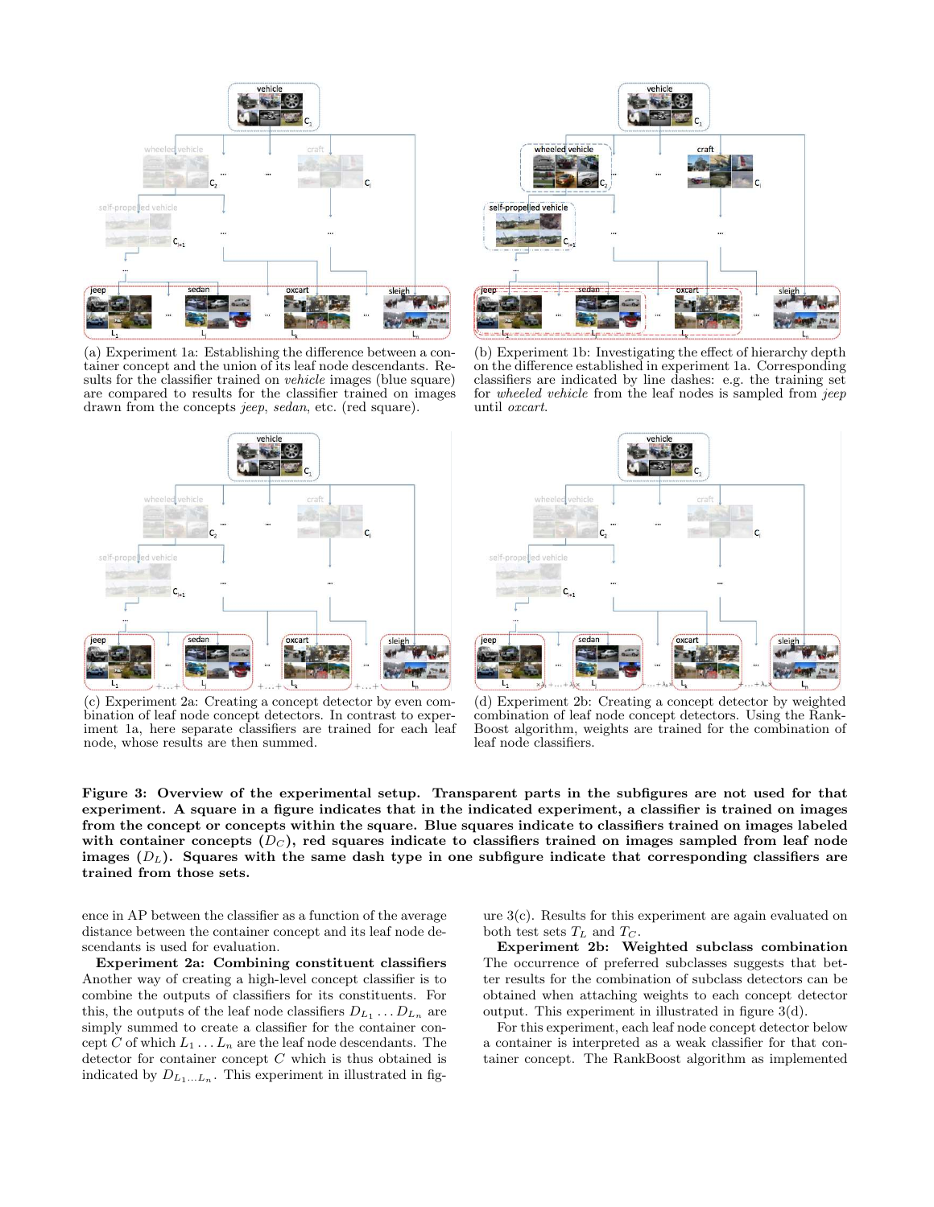(a) Experiment 1a: Establishing the difference between a container concept and the union of its leaf node descendants. Results for the classifier trained on *vehicle* images (blue square) are compared to results for the classifier trained on images drawn from the concepts *jeep*, *sedan*, etc. (red square).

(b) Experiment 1b: Investigating the effect of hierarchy depth on the difference established in experiment 1a. Corresponding classifiers are indicated by line dashes: e.g. the training set for *wheeled vehicle* from the leaf nodes is sampled from *jeep* until *oxcart*.

(c) Experiment 2a: Creating a concept detector by even combination of leaf node concept detectors. In contrast to experiment 1a, here separate classifiers are trained for each leaf node, whose results are then summed.

(d) Experiment 2b: Creating a concept detector by weighted combination of leaf node concept detectors. Using the RankBoost algorithm, weights are trained for the combination of leaf node classifiers.

**Figure 3: Overview of the experimental setup. Transparent parts in the subfigures are not used for that experiment. A square in a figure indicates that in the indicated experiment, a classifier is trained on images from the concept or concepts within the square. Blue squares indicate to classifiers trained on images labeled with container concepts ($D_C$), red squares indicate to classifiers trained on images sampled from leaf node images ($D_L$). Squares with the same dash type in one subfigure indicate that corresponding classifiers are trained from those sets.**

ence in AP between the classifier as a function of the average distance between the container concept and its leaf node descendants is used for evaluation.

**Experiment 2a: Combining constituent classifiers** Another way of creating a high-level concept classifier is to combine the outputs of classifiers for its constituents. For this, the outputs of the leaf node classifiers $D_{L_1} \ldots D_{L_n}$ are simply summed to create a classifier for the container concept $C$ of which $L_1 \ldots L_n$ are the leaf node descendants. The detector for container concept $C$ which is thus obtained is indicated by $D_{L_1 \ldots L_n}$. This experiment in illustrated in figure 3(c). Results for this experiment are again evaluated on both test sets $T_L$ and $T_C$.

**Experiment 2b: Weighted subclass combination** The occurrence of preferred subclasses suggests that better results for the combination of subclass detectors can be obtained when attaching weights to each concept detector output. This experiment in illustrated in figure 3(d).

For this experiment, each leaf node concept detector below a container is interpreted as a weak classifier for that container concept. The RankBoost algorithm as implemented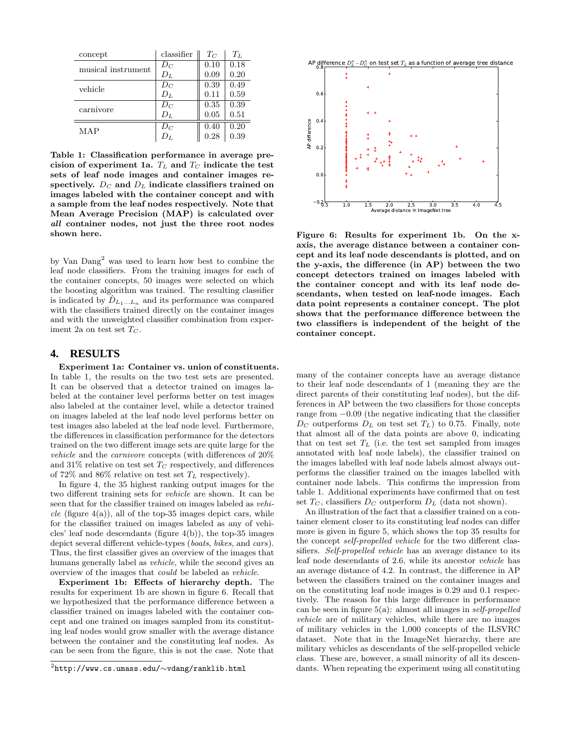| concept | classifier | $T_C$ | $T_L$ |
|---|---|---|---|
| musical instrument | $D_C$ | 0.10 | 0.18 |
| | $D_L$ | 0.09 | 0.20 |
| vehicle | $D_C$ | 0.39 | 0.49 |
| | $D_L$ | 0.11 | 0.59 |
| carnivore | $D_C$ | 0.35 | 0.39 |
| | $D_L$ | 0.05 | 0.51 |
| MAP | $D_C$ | 0.40 | 0.20 |
| | $D_L$ | 0.28 | 0.39 |

**Table 1: Classification performance in average precision of experiment 1a. $T_L$ and $T_C$ indicate the test sets of leaf node images and container images respectively. $D_C$ and $D_L$ indicate classifiers trained on images labeled with the container concept and with a sample from the leaf nodes respectively. Note that Mean Average Precision (MAP) is calculated over *all* container nodes, not just the three root nodes shown here.**

by Van Dang[2] was used to learn how best to combine the leaf node classifiers. From the training images for each of the container concepts, 50 images were selected on which the boosting algorithm was trained. The resulting classifier is indicated by $\hat{D}_{L_1 \ldots L_n}$ and its performance was compared with the classifiers trained directly on the container images and with the unweighted classifier combination from experiment 2a on test set $T_C$.

## 4. RESULTS

**Experiment 1a: Container vs. union of constituents.** In table 1, the results on the two test sets are presented. It can be observed that a detector trained on images labeled at the container level performs better on test images also labeled at the container level, while a detector trained on images labeled at the leaf node level performs better on test images also labeled at the leaf node level. Furthermore, the differences in classification performance for the detectors trained on the two different image sets are quite large for the *vehicle* and the *carnivore* concepts (with differences of 20% and 31% relative on test set $T_C$ respectively, and differences of 72% and 86% relative on test set $T_L$ respectively).

In figure 4, the 35 highest ranking output images for the two different training sets for *vehicle* are shown. It can be seen that for the classifier trained on images labeled as *vehicle* (figure 4(a)), all of the top-35 images depict cars, while for the classifier trained on images labeled as any of vehicles' leaf node descendants (figure 4(b)), the top-35 images depict several different vehicle-types (*boats*, *bikes*, and *cars*). Thus, the first classifier gives an overview of the images that humans generally label as *vehicle*, while the second gives an overview of the images that *could* be labeled as *vehicle*.

**Experiment 1b: Effects of hierarchy depth.** The results for experiment 1b are shown in figure 6. Recall that we hypothesized that the performance difference between a classifier trained on images labeled with the container concept and one trained on images sampled from its constituting leaf nodes would grow smaller with the average distance between the container and the constituting leaf nodes. As can be seen from the figure, this is not the case. Note that

[2] http://www.cs.umass.edu/~vdang/ranklib.html

**Figure 6: Results for experiment 1b. On the x-axis, the average distance between a container concept and its leaf node descendants is plotted, and on the y-axis, the difference (in AP) between the two concept detectors trained on images labeled with the container concept and with its leaf node descendants, when tested on leaf-node images. Each data point represents a container concept. The plot shows that the performance difference between the two classifiers is independent of the height of the container concept.**

many of the container concepts have an average distance to their leaf node descendants of 1 (meaning they are the direct parents of their constituting leaf nodes), but the differences in AP between the two classifiers for those concepts range from −0.09 (the negative indicating that the classifier $D_C$ outperforms $D_L$ on test set $T_L$) to 0.75. Finally, note that almost all of the data points are above 0, indicating that on test set $T_L$ (i.e. the test set sampled from images annotated with leaf node labels), the classifier trained on the images labelled with leaf node labels almost always outperforms the classifier trained on the images labelled with container node labels. This confirms the impression from table 1. Additional experiments have confirmed that on test set $T_C$, classifiers $D_C$ outperform $D_L$ (data not shown).

An illustration of the fact that a classifier trained on a container element closer to its constituting leaf nodes can differ more is given in figure 5, which shows the top 35 results for the concept *self-propelled vehicle* for the two different classifiers. *Self-propelled vehicle* has an average distance to its leaf node descendants of 2.6, while its ancestor *vehicle* has an average distance of 4.2. In contrast, the difference in AP between the classifiers trained on the container images and on the constituting leaf node images is 0.29 and 0.1 respectively. The reason for this large difference in performance can be seen in figure 5(a): almost all images in *self-propelled vehicle* are of military vehicles, while there are no images of military vehicles in the 1,000 concepts of the ILSVRC dataset. Note that in the ImageNet hierarchy, there are military vehicles as descendants of the self-propelled vehicle class. These are, however, a small minority of all its descendants. When repeating the experiment using all constituting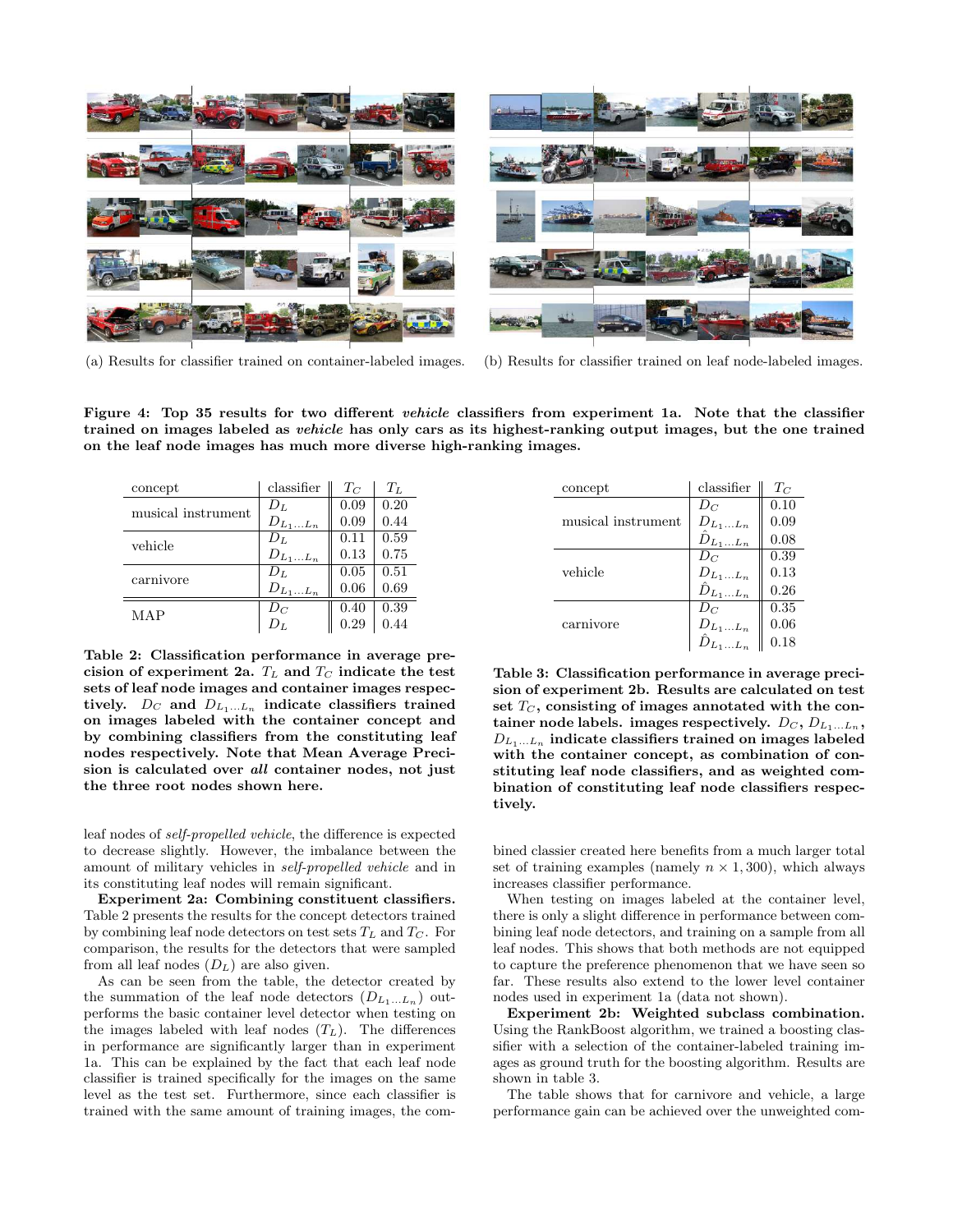(a) Results for classifier trained on container-labeled images.

(b) Results for classifier trained on leaf node-labeled images.

**Figure 4: Top 35 results for two different *vehicle* classifiers from experiment 1a. Note that the classifier trained on images labeled as *vehicle* has only cars as its highest-ranking output images, but the one trained on the leaf node images has much more diverse high-ranking images.**

| concept | classifier | $T_C$ | $T_L$ |
|---|---|---|---|
| musical instrument | $D_L$ | 0.09 | 0.20 |
| | $D_{L_1 \ldots L_n}$ | 0.09 | 0.44 |
| vehicle | $D_L$ | 0.11 | 0.59 |
| | $D_{L_1 \ldots L_n}$ | 0.13 | 0.75 |
| carnivore | $D_L$ | 0.05 | 0.51 |
| | $D_{L_1 \ldots L_n}$ | 0.06 | 0.69 |
| MAP | $D_C$ | 0.40 | 0.39 |
| | $D_L$ | 0.29 | 0.44 |

**Table 2: Classification performance in average precision of experiment 2a. $T_L$ and $T_C$ indicate the test sets of leaf node images and container images respectively. $D_C$ and $D_{L_1 \ldots L_n}$ indicate classifiers trained on images labeled with the container concept and by combining classifiers from the constituting leaf nodes respectively. Note that Mean Average Precision is calculated over *all* container nodes, not just the three root nodes shown here.**

leaf nodes of *self-propelled vehicle*, the difference is expected to decrease slightly. However, the imbalance between the amount of military vehicles in *self-propelled vehicle* and in its constituting leaf nodes will remain significant.

**Experiment 2a: Combining constituent classifiers.** Table 2 presents the results for the concept detectors trained by combining leaf node detectors on test sets $T_L$ and $T_C$. For comparison, the results for the detectors that were sampled from all leaf nodes ($D_L$) are also given.

As can be seen from the table, the detector created by the summation of the leaf node detectors ($D_{L_1 \ldots L_n}$) outperforms the basic container level detector when testing on the images labeled with leaf nodes ($T_L$). The differences in performance are significantly larger than in experiment 1a. This can be explained by the fact that each leaf node classifier is trained specifically for the images on the same level as the test set. Furthermore, since each classifier is trained with the same amount of training images, the combined classier created here benefits from a much larger total set of training examples (namely $n \times 1,300$), which always increases classifier performance.

| concept | classifier | $T_C$ |
|---|---|---|
| musical instrument | $D_C$ | 0.10 |
| | $D_{L_1 \ldots L_n}$ | 0.09 |
| | $\hat{D}_{L_1 \ldots L_n}$ | 0.08 |
| vehicle | $D_C$ | 0.39 |
| | $D_{L_1 \ldots L_n}$ | 0.13 |
| | $\hat{D}_{L_1 \ldots L_n}$ | 0.26 |
| carnivore | $D_C$ | 0.35 |
| | $D_{L_1 \ldots L_n}$ | 0.06 |
| | $\hat{D}_{L_1 \ldots L_n}$ | 0.18 |

**Table 3: Classification performance in average precision of experiment 2b. Results are calculated on test set $T_C$, consisting of images annotated with the container node labels. images respectively. $D_C$, $D_{L_1 \ldots L_n}$, $D_{L_1 \ldots L_n}$ indicate classifiers trained on images labeled with the container concept, as combination of constituting leaf node classifiers, and as weighted combination of constituting leaf node classifiers respectively.**

When testing on images labeled at the container level, there is only a slight difference in performance between combining leaf node detectors, and training on a sample from all leaf nodes. This shows that both methods are not equipped to capture the preference phenomenon that we have seen so far. These results also extend to the lower level container nodes used in experiment 1a (data not shown).

**Experiment 2b: Weighted subclass combination.** Using the RankBoost algorithm, we trained a boosting classifier with a selection of the container-labeled training images as ground truth for the boosting algorithm. Results are shown in table 3.

The table shows that for carnivore and vehicle, a large performance gain can be achieved over the unweighted com-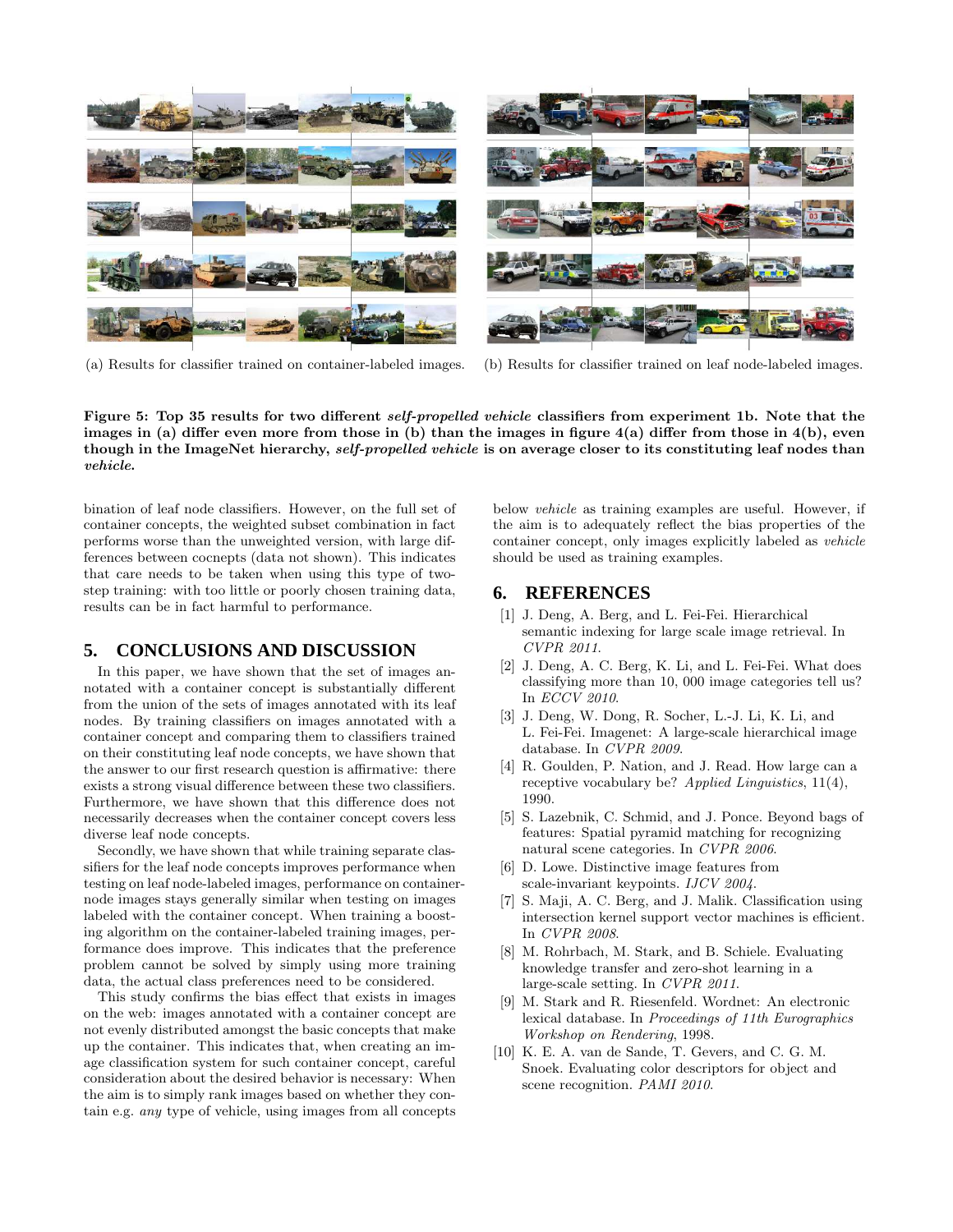(a) Results for classifier trained on container-labeled images.

(b) Results for classifier trained on leaf node-labeled images.

**Figure 5: Top 35 results for two different *self-propelled vehicle* classifiers from experiment 1b. Note that the images in (a) differ even more from those in (b) than the images in figure 4(a) differ from those in 4(b), even though in the ImageNet hierarchy, *self-propelled vehicle* is on average closer to its constituting leaf nodes than *vehicle*.**

bination of leaf node classifiers. However, on the full set of container concepts, the weighted subset combination in fact performs worse than the unweighted version, with large differences between cocnepts (data not shown). This indicates that care needs to be taken when using this type of two-step training: with too little or poorly chosen training data, results can be in fact harmful to performance.

## 5. CONCLUSIONS AND DISCUSSION

In this paper, we have shown that the set of images annotated with a container concept is substantially different from the union of the sets of images annotated with its leaf nodes. By training classifiers on images annotated with a container concept and comparing them to classifiers trained on their constituting leaf node concepts, we have shown that the answer to our first research question is affirmative: there exists a strong visual difference between these two classifiers. Furthermore, we have shown that this difference does not necessarily decreases when the container concept covers less diverse leaf node concepts.

Secondly, we have shown that while training separate classifiers for the leaf node concepts improves performance when testing on leaf node-labeled images, performance on container-node images stays generally similar when testing on images labeled with the container concept. When training a boosting algorithm on the container-labeled training images, performance does improve. This indicates that the preference problem cannot be solved by simply using more training data, the actual class preferences need to be considered.

This study confirms the bias effect that exists in images on the web: images annotated with a container concept are not evenly distributed amongst the basic concepts that make up the container. This indicates that, when creating an image classification system for such container concept, careful consideration about the desired behavior is necessary: When the aim is to simply rank images based on whether they contain e.g. *any* type of vehicle, using images from all concepts below *vehicle* as training examples are useful. However, if the aim is to adequately reflect the bias properties of the container concept, only images explicitly labeled as *vehicle* should be used as training examples.

## 6. REFERENCES

[1] J. Deng, A. Berg, and L. Fei-Fei. Hierarchical semantic indexing for large scale image retrieval. In *CVPR 2011*.

[2] J. Deng, A. C. Berg, K. Li, and L. Fei-Fei. What does classifying more than 10, 000 image categories tell us? In *ECCV 2010*.

[3] J. Deng, W. Dong, R. Socher, L.-J. Li, K. Li, and L. Fei-Fei. Imagenet: A large-scale hierarchical image database. In *CVPR 2009*.

[4] R. Goulden, P. Nation, and J. Read. How large can a receptive vocabulary be? *Applied Linguistics*, 11(4), 1990.

[5] S. Lazebnik, C. Schmid, and J. Ponce. Beyond bags of features: Spatial pyramid matching for recognizing natural scene categories. In *CVPR 2006*.

[6] D. Lowe. Distinctive image features from scale-invariant keypoints. *IJCV 2004*.

[7] S. Maji, A. C. Berg, and J. Malik. Classification using intersection kernel support vector machines is efficient. In *CVPR 2008*.

[8] M. Rohrbach, M. Stark, and B. Schiele. Evaluating knowledge transfer and zero-shot learning in a large-scale setting. In *CVPR 2011*.

[9] M. Stark and R. Riesenfeld. Wordnet: An electronic lexical database. In *Proceedings of 11th Eurographics Workshop on Rendering*, 1998.

[10] K. E. A. van de Sande, T. Gevers, and C. G. M. Snoek. Evaluating color descriptors for object and scene recognition. *PAMI 2010*.